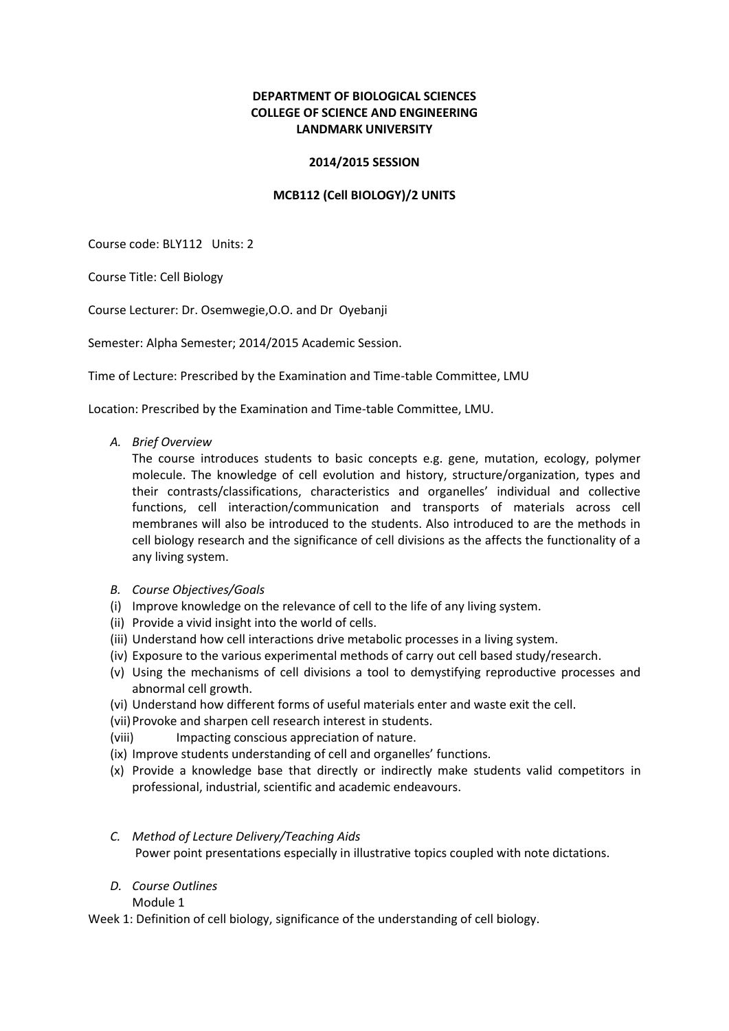**DEPARTMENT OF BIOLOGICAL SCIENCES**
**COLLEGE OF SCIENCE AND ENGINEERING**
**LANDMARK UNIVERSITY**

**2014/2015 SESSION**

**MCB112 (Cell BIOLOGY)/2 UNITS**

Course code: BLY112 Units: 2

Course Title: Cell Biology

Course Lecturer: Dr. Osemwegie,O.O. and Dr Oyebanji

Semester: Alpha Semester; 2014/2015 Academic Session.

Time of Lecture: Prescribed by the Examination and Time-table Committee, LMU

Location: Prescribed by the Examination and Time-table Committee, LMU.

A. *Brief Overview*

The course introduces students to basic concepts e.g. gene, mutation, ecology, polymer molecule. The knowledge of cell evolution and history, structure/organization, types and their contrasts/classifications, characteristics and organelles' individual and collective functions, cell interaction/communication and transports of materials across cell membranes will also be introduced to the students. Also introduced to are the methods in cell biology research and the significance of cell divisions as the affects the functionality of a any living system.

B. *Course Objectives/Goals*

(i) Improve knowledge on the relevance of cell to the life of any living system.
(ii) Provide a vivid insight into the world of cells.
(iii) Understand how cell interactions drive metabolic processes in a living system.
(iv) Exposure to the various experimental methods of carry out cell based study/research.
(v) Using the mechanisms of cell divisions a tool to demystifying reproductive processes and abnormal cell growth.
(vi) Understand how different forms of useful materials enter and waste exit the cell.
(vii) Provoke and sharpen cell research interest in students.
(viii) Impacting conscious appreciation of nature.
(ix) Improve students understanding of cell and organelles' functions.
(x) Provide a knowledge base that directly or indirectly make students valid competitors in professional, industrial, scientific and academic endeavours.

C. *Method of Lecture Delivery/Teaching Aids*

Power point presentations especially in illustrative topics coupled with note dictations.

D. *Course Outlines*

Module 1

Week 1: Definition of cell biology, significance of the understanding of cell biology.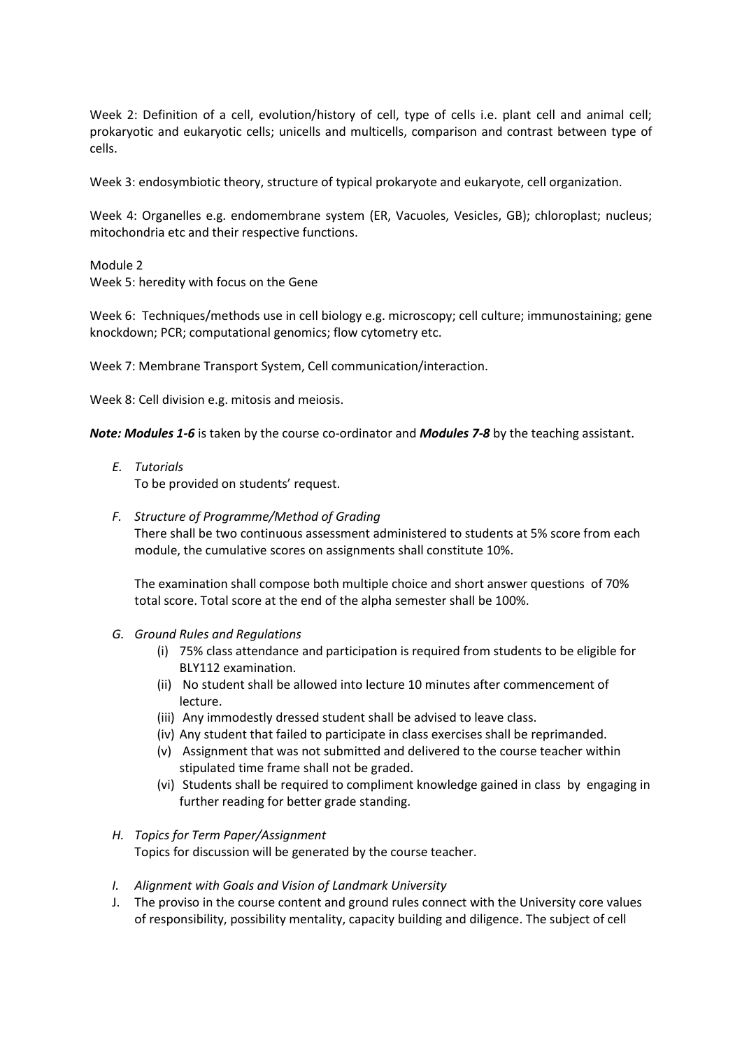Week 2: Definition of a cell, evolution/history of cell, type of cells i.e. plant cell and animal cell; prokaryotic and eukaryotic cells; unicells and multicells, comparison and contrast between type of cells.

Week 3: endosymbiotic theory, structure of typical prokaryote and eukaryote, cell organization.

Week 4: Organelles e.g. endomembrane system (ER, Vacuoles, Vesicles, GB); chloroplast; nucleus; mitochondria etc and their respective functions.

Module 2

Week 5: heredity with focus on the Gene

Week 6: Techniques/methods use in cell biology e.g. microscopy; cell culture; immunostaining; gene knockdown; PCR; computational genomics; flow cytometry etc.

Week 7: Membrane Transport System, Cell communication/interaction.

Week 8: Cell division e.g. mitosis and meiosis.

***Note: Modules 1-6*** is taken by the course co-ordinator and ***Modules 7-8*** by the teaching assistant.

E. *Tutorials*

   To be provided on students' request.

F. *Structure of Programme/Method of Grading*

   There shall be two continuous assessment administered to students at 5% score from each module, the cumulative scores on assignments shall constitute 10%.

   The examination shall compose both multiple choice and short answer questions of 70% total score. Total score at the end of the alpha semester shall be 100%.

G. *Ground Rules and Regulations*

   (i) 75% class attendance and participation is required from students to be eligible for BLY112 examination.
   (ii) No student shall be allowed into lecture 10 minutes after commencement of lecture.
   (iii) Any immodestly dressed student shall be advised to leave class.
   (iv) Any student that failed to participate in class exercises shall be reprimanded.
   (v) Assignment that was not submitted and delivered to the course teacher within stipulated time frame shall not be graded.
   (vi) Students shall be required to compliment knowledge gained in class by engaging in further reading for better grade standing.

H. *Topics for Term Paper/Assignment*

   Topics for discussion will be generated by the course teacher.

I. *Alignment with Goals and Vision of Landmark University*

J. The proviso in the course content and ground rules connect with the University core values of responsibility, possibility mentality, capacity building and diligence. The subject of cell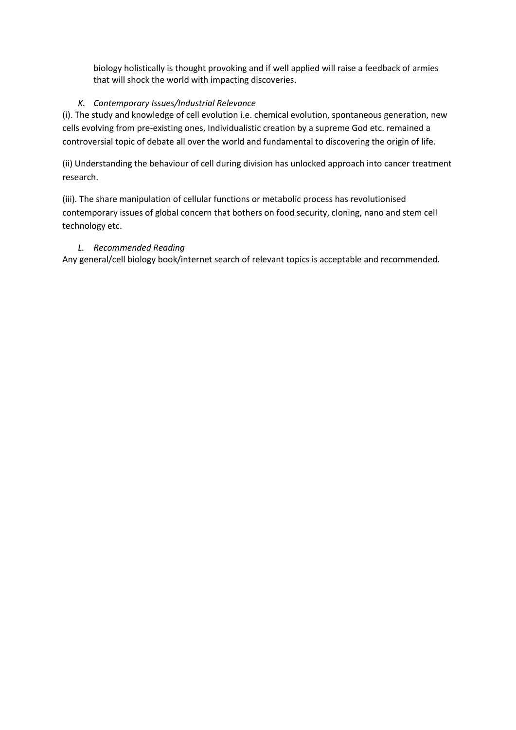biology holistically is thought provoking and if well applied will raise a feedback of armies that will shock the world with impacting discoveries.

*K. Contemporary Issues/Industrial Relevance*

(i). The study and knowledge of cell evolution i.e. chemical evolution, spontaneous generation, new cells evolving from pre-existing ones, Individualistic creation by a supreme God etc. remained a controversial topic of debate all over the world and fundamental to discovering the origin of life.

(ii) Understanding the behaviour of cell during division has unlocked approach into cancer treatment research.

(iii). The share manipulation of cellular functions or metabolic process has revolutionised contemporary issues of global concern that bothers on food security, cloning, nano and stem cell technology etc.

*L. Recommended Reading*

Any general/cell biology book/internet search of relevant topics is acceptable and recommended.